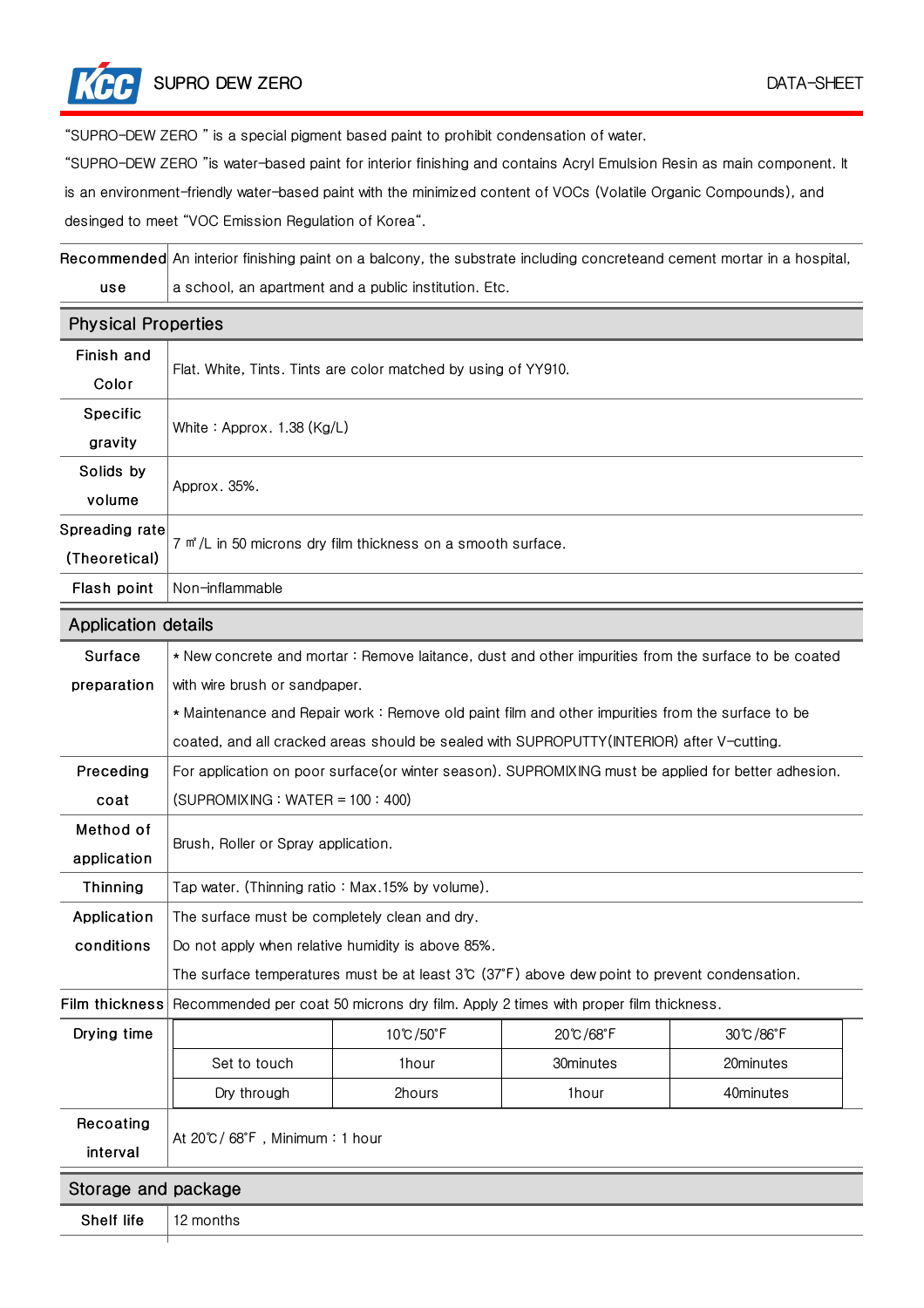# SUPRO DEW ZERO

DATA-SHEET

“SUPRO-DEW ZERO ” is a special pigment based paint to prohibit condensation of water.

“SUPRO-DEW ZERO ”is water-based paint for interior finishing and contains Acryl Emulsion Resin as main component. It is an environment-friendly water-based paint with the minimized content of VOCs (Volatile Organic Compounds), and desinged to meet “VOC Emission Regulation of Korea“.

| | |
|---|---|
| Recommended use | An interior finishing paint on a balcony, the substrate including concreteand cement mortar in a hospital, a school, an apartment and a public institution. Etc. |

## Physical Properties

| | |
|---|---|
| Finish and Color | Flat. White, Tints. Tints are color matched by using of YY910. |
| Specific gravity | White : Approx. 1.38 (Kg/L) |
| Solids by volume | Approx. 35%. |
| Spreading rate (Theoretical) | 7 ㎡/L in 50 microns dry film thickness on a smooth surface. |
| Flash point | Non-inflammable |

## Application details

| | |
|---|---|
| Surface preparation | * New concrete and mortar : Remove laitance, dust and other impurities from the surface to be coated with wire brush or sandpaper.<br>* Maintenance and Repair work : Remove old paint film and other impurities from the surface to be coated, and all cracked areas should be sealed with SUPROPUTTY(INTERIOR) after V-cutting. |
| Preceding coat | For application on poor surface(or winter season). SUPROMIXING must be applied for better adhesion. (SUPROMIXING : WATER = 100 : 400) |
| Method of application | Brush, Roller or Spray application. |
| Thinning | Tap water. (Thinning ratio : Max.15% by volume). |
| Application conditions | The surface must be completely clean and dry.<br>Do not apply when relative humidity is above 85%.<br>The surface temperatures must be at least 3℃ (37°F) above dew point to prevent condensation. |
| Film thickness | Recommended per coat 50 microns dry film. Apply 2 times with proper film thickness. |

**Drying time**

| | 10℃/50°F | 20℃/68°F | 30℃/86°F |
|---|---|---|---|
| Set to touch | 1hour | 30minutes | 20minutes |
| Dry through | 2hours | 1hour | 40minutes |

| | |
|---|---|
| Recoating interval | At 20℃/ 68°F , Minimum : 1 hour |

## Storage and package

| | |
|---|---|
| Shelf life | 12 months |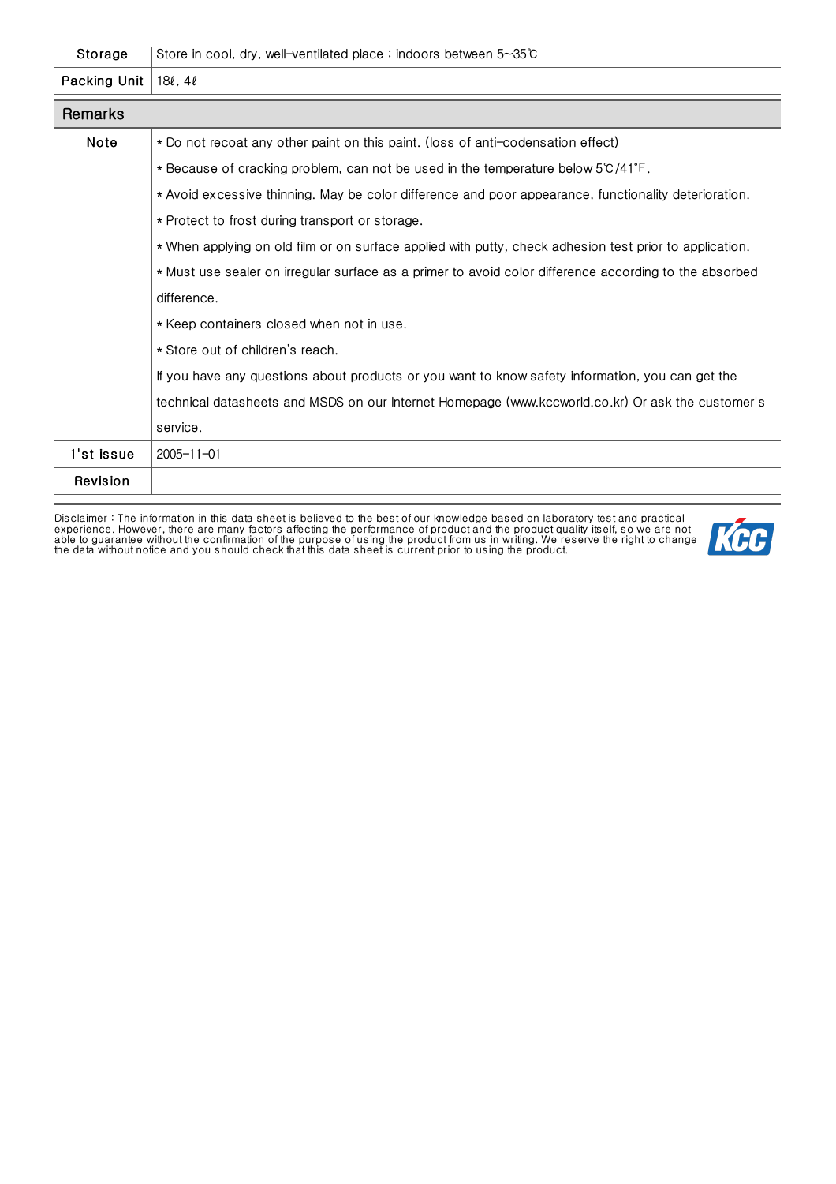| | |
|---|---|
| Storage | Store in cool, dry, well-ventilated place ; indoors between 5~35℃ |
| Packing Unit | 18ℓ, 4ℓ |

## Remarks

| | |
|---|---|
| Note | * Do not recoat any other paint on this paint. (loss of anti-codensation effect)<br>* Because of cracking problem, can not be used in the temperature below 5℃/41°F.<br>* Avoid excessive thinning. May be color difference and poor appearance, functionality deterioration.<br>* Protect to frost during transport or storage.<br>* When applying on old film or on surface applied with putty, check adhesion test prior to application.<br>* Must use sealer on irregular surface as a primer to avoid color difference according to the absorbed difference.<br>* Keep containers closed when not in use.<br>* Store out of children's reach.<br>If you have any questions about products or you want to know safety information, you can get the technical datasheets and MSDS on our Internet Homepage (www.kccworld.co.kr) Or ask the customer's service. |
| 1'st issue | 2005-11-01 |
| Revision | |

Disclaimer : The information in this data sheet is believed to the best of our knowledge based on laboratory test and practical experience. However, there are many factors affecting the performance of product and the product quality itself, so we are not able to guarantee without the confirmation of the purpose of using the product from us in writing. We reserve the right to change the data without notice and you should check that this data sheet is current prior to using the product.

KCC